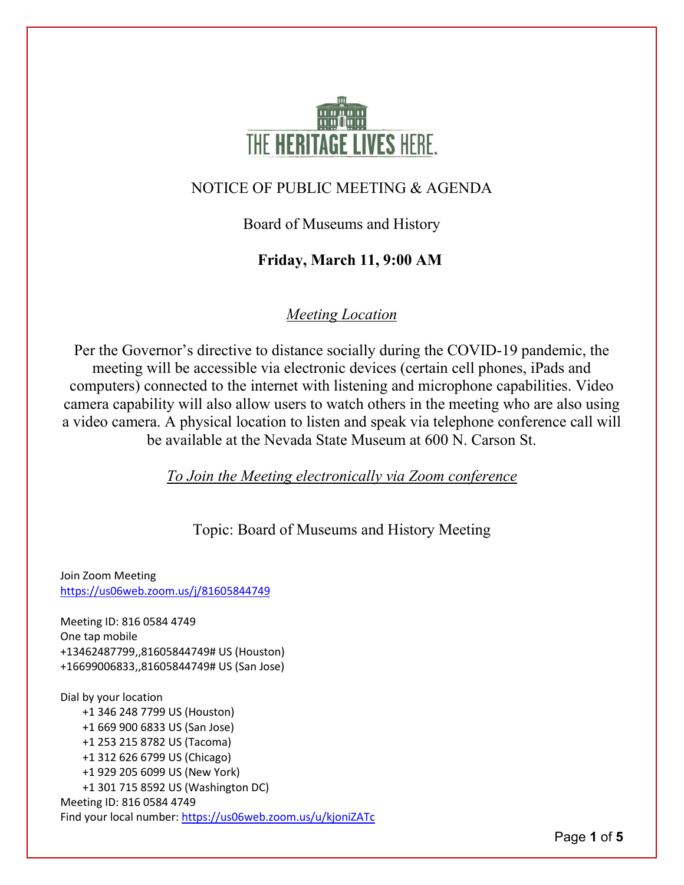THE HERITAGE LIVES HERE.

# NOTICE OF PUBLIC MEETING & AGENDA

## Board of Museums and History

**Friday, March 11, 9:00 AM**

*Meeting Location*

Per the Governor's directive to distance socially during the COVID-19 pandemic, the meeting will be accessible via electronic devices (certain cell phones, iPads and computers) connected to the internet with listening and microphone capabilities. Video camera capability will also allow users to watch others in the meeting who are also using a video camera. A physical location to listen and speak via telephone conference call will be available at the Nevada State Museum at 600 N. Carson St.

*To Join the Meeting electronically via Zoom conference*

Topic: Board of Museums and History Meeting

Join Zoom Meeting
https://us06web.zoom.us/j/81605844749

Meeting ID: 816 0584 4749
One tap mobile
+13462487799,,81605844749# US (Houston)
+16699006833,,81605844749# US (San Jose)

Dial by your location
- +1 346 248 7799 US (Houston)
- +1 669 900 6833 US (San Jose)
- +1 253 215 8782 US (Tacoma)
- +1 312 626 6799 US (Chicago)
- +1 929 205 6099 US (New York)
- +1 301 715 8592 US (Washington DC)

Meeting ID: 816 0584 4749
Find your local number: https://us06web.zoom.us/u/kjoniZATc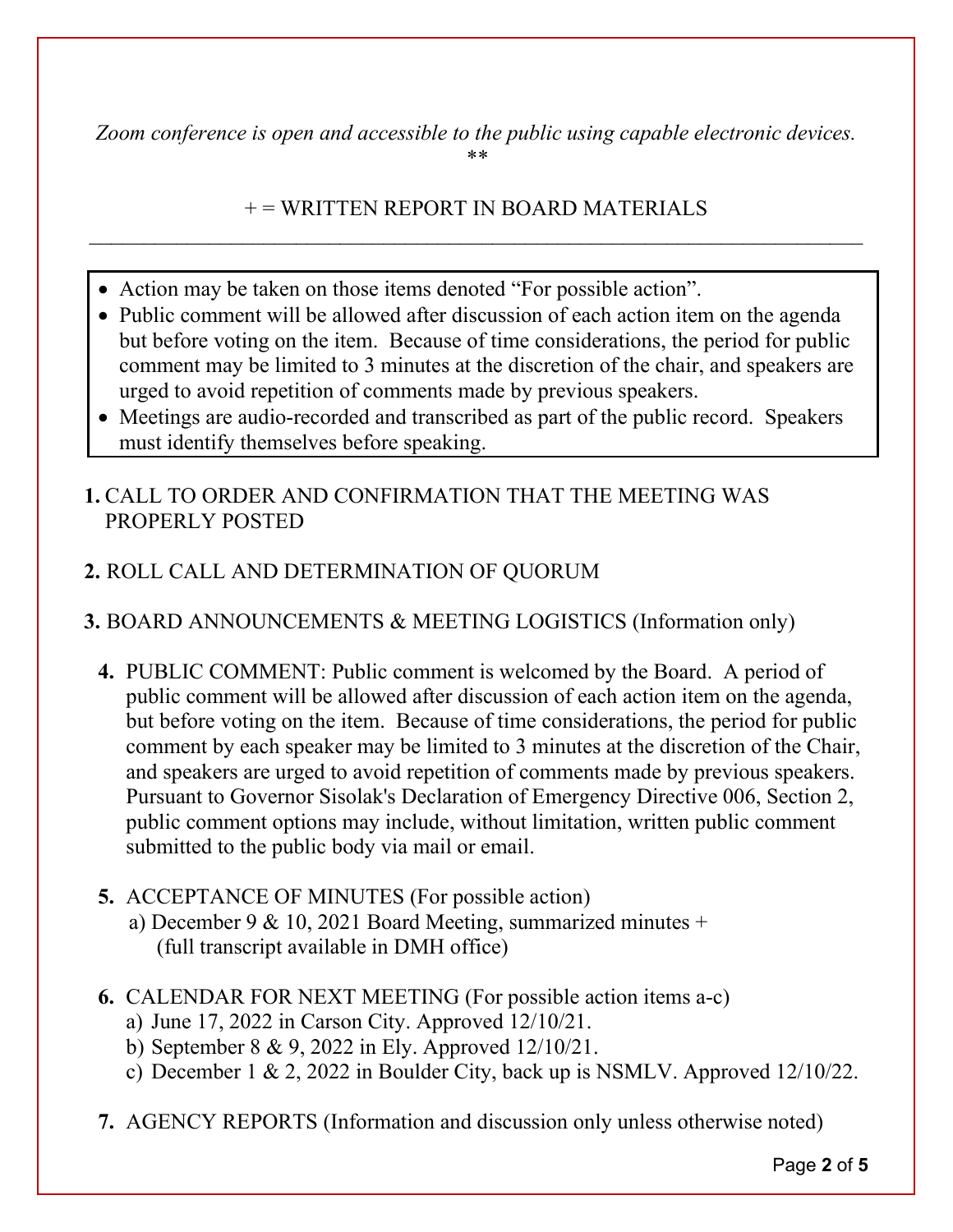*Zoom conference is open and accessible to the public using capable electronic devices.*
**

+ = WRITTEN REPORT IN BOARD MATERIALS

---

- Action may be taken on those items denoted "For possible action".
- Public comment will be allowed after discussion of each action item on the agenda but before voting on the item. Because of time considerations, the period for public comment may be limited to 3 minutes at the discretion of the chair, and speakers are urged to avoid repetition of comments made by previous speakers.
- Meetings are audio-recorded and transcribed as part of the public record. Speakers must identify themselves before speaking.

**1.** CALL TO ORDER AND CONFIRMATION THAT THE MEETING WAS PROPERLY POSTED

**2.** ROLL CALL AND DETERMINATION OF QUORUM

**3.** BOARD ANNOUNCEMENTS & MEETING LOGISTICS (Information only)

**4.** PUBLIC COMMENT: Public comment is welcomed by the Board. A period of public comment will be allowed after discussion of each action item on the agenda, but before voting on the item. Because of time considerations, the period for public comment by each speaker may be limited to 3 minutes at the discretion of the Chair, and speakers are urged to avoid repetition of comments made by previous speakers. Pursuant to Governor Sisolak's Declaration of Emergency Directive 006, Section 2, public comment options may include, without limitation, written public comment submitted to the public body via mail or email.

**5.** ACCEPTANCE OF MINUTES (For possible action)
  a) December 9 & 10, 2021 Board Meeting, summarized minutes +
     (full transcript available in DMH office)

**6.** CALENDAR FOR NEXT MEETING (For possible action items a-c)
  a) June 17, 2022 in Carson City. Approved 12/10/21.
  b) September 8 & 9, 2022 in Ely. Approved 12/10/21.
  c) December 1 & 2, 2022 in Boulder City, back up is NSMLV. Approved 12/10/22.

**7.** AGENCY REPORTS (Information and discussion only unless otherwise noted)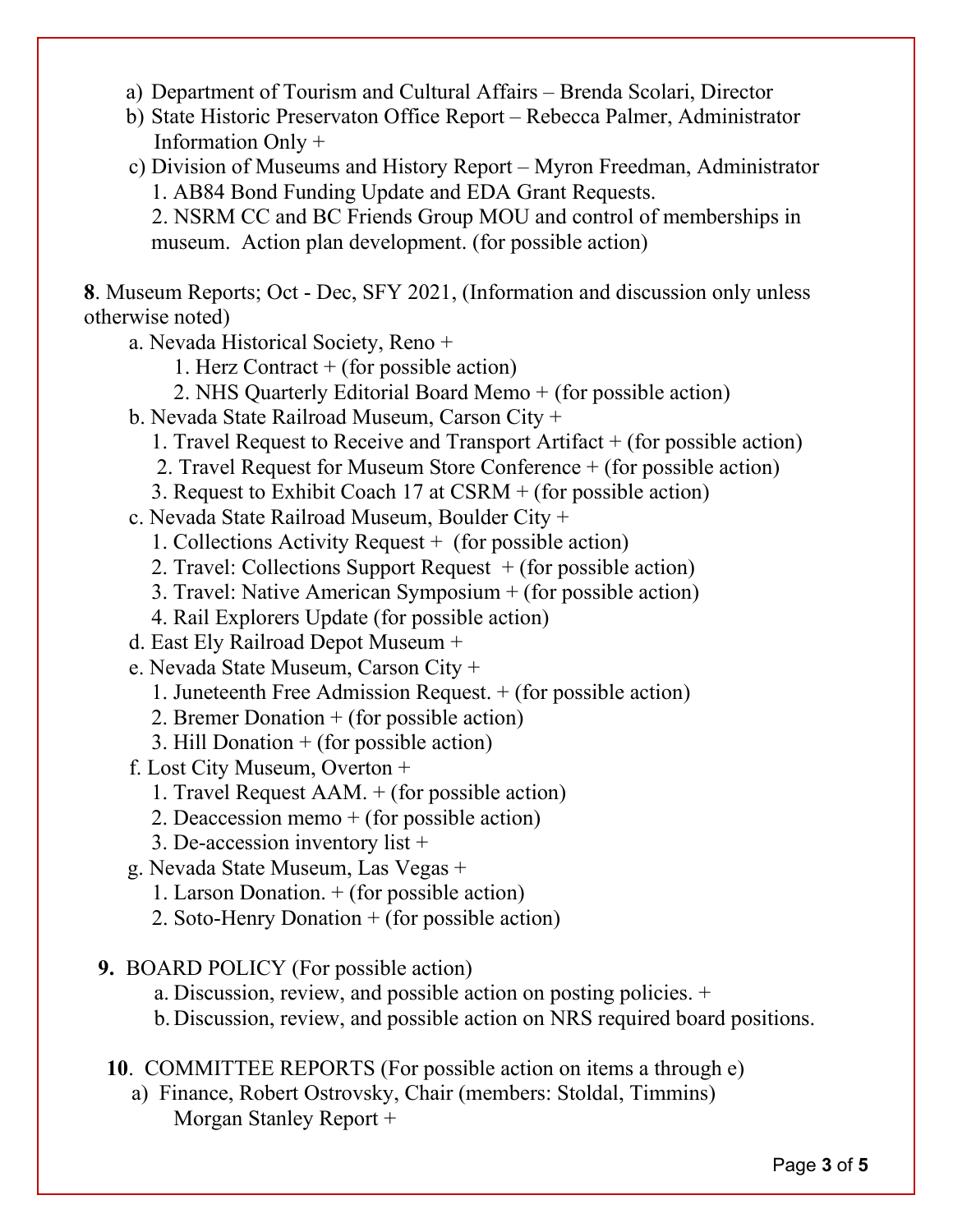a) Department of Tourism and Cultural Affairs – Brenda Scolari, Director
b) State Historic Preservaton Office Report – Rebecca Palmer, Administrator Information Only +
c) Division of Museums and History Report – Myron Freedman, Administrator
   1. AB84 Bond Funding Update and EDA Grant Requests.
   2. NSRM CC and BC Friends Group MOU and control of memberships in museum. Action plan development. (for possible action)

**8**. Museum Reports; Oct - Dec, SFY 2021, (Information and discussion only unless otherwise noted)

a. Nevada Historical Society, Reno +
   1. Herz Contract + (for possible action)
   2. NHS Quarterly Editorial Board Memo + (for possible action)

b. Nevada State Railroad Museum, Carson City +
   1. Travel Request to Receive and Transport Artifact + (for possible action)
   2. Travel Request for Museum Store Conference + (for possible action)
   3. Request to Exhibit Coach 17 at CSRM + (for possible action)

c. Nevada State Railroad Museum, Boulder City +
   1. Collections Activity Request + (for possible action)
   2. Travel: Collections Support Request + (for possible action)
   3. Travel: Native American Symposium + (for possible action)
   4. Rail Explorers Update (for possible action)

d. East Ely Railroad Depot Museum +

e. Nevada State Museum, Carson City +
   1. Juneteenth Free Admission Request. + (for possible action)
   2. Bremer Donation + (for possible action)
   3. Hill Donation + (for possible action)

f. Lost City Museum, Overton +
   1. Travel Request AAM. + (for possible action)
   2. Deaccession memo + (for possible action)
   3. De-accession inventory list +

g. Nevada State Museum, Las Vegas +
   1. Larson Donation. + (for possible action)
   2. Soto-Henry Donation + (for possible action)

**9.** BOARD POLICY (For possible action)

a. Discussion, review, and possible action on posting policies. +
b. Discussion, review, and possible action on NRS required board positions.

**10**. COMMITTEE REPORTS (For possible action on items a through e)

a) Finance, Robert Ostrovsky, Chair (members: Stoldal, Timmins)
   Morgan Stanley Report +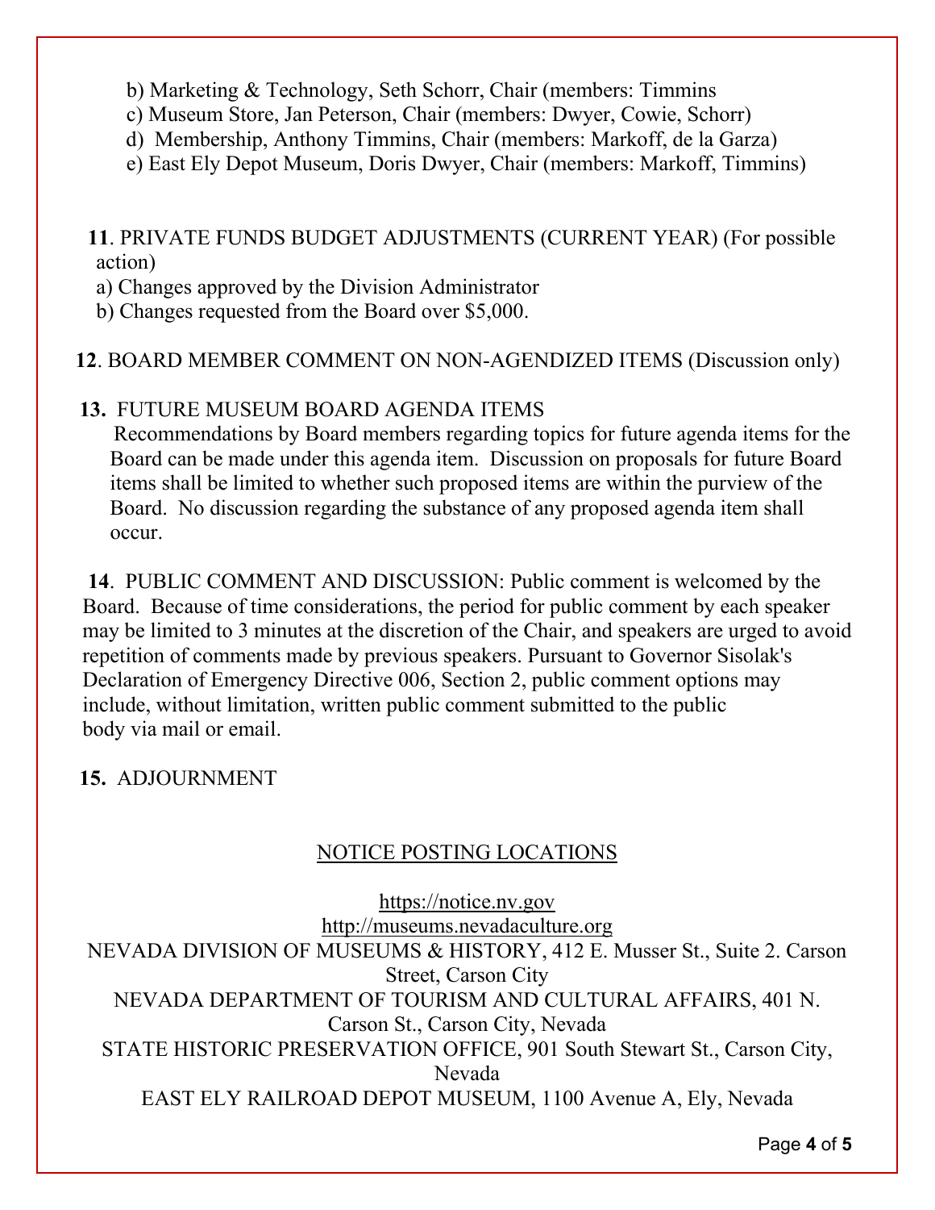b) Marketing & Technology, Seth Schorr, Chair (members: Timmins
c) Museum Store, Jan Peterson, Chair (members: Dwyer, Cowie, Schorr)
d) Membership, Anthony Timmins, Chair (members: Markoff, de la Garza)
e) East Ely Depot Museum, Doris Dwyer, Chair (members: Markoff, Timmins)

**11**. PRIVATE FUNDS BUDGET ADJUSTMENTS (CURRENT YEAR) (For possible action)
a) Changes approved by the Division Administrator
b) Changes requested from the Board over $5,000.

**12**. BOARD MEMBER COMMENT ON NON-AGENDIZED ITEMS (Discussion only)

**13.** FUTURE MUSEUM BOARD AGENDA ITEMS
Recommendations by Board members regarding topics for future agenda items for the Board can be made under this agenda item. Discussion on proposals for future Board items shall be limited to whether such proposed items are within the purview of the Board. No discussion regarding the substance of any proposed agenda item shall occur.

**14**. PUBLIC COMMENT AND DISCUSSION: Public comment is welcomed by the Board. Because of time considerations, the period for public comment by each speaker may be limited to 3 minutes at the discretion of the Chair, and speakers are urged to avoid repetition of comments made by previous speakers. Pursuant to Governor Sisolak's Declaration of Emergency Directive 006, Section 2, public comment options may include, without limitation, written public comment submitted to the public body via mail or email.

**15.** ADJOURNMENT

NOTICE POSTING LOCATIONS

https://notice.nv.gov
http://museums.nevadaculture.org
NEVADA DIVISION OF MUSEUMS & HISTORY, 412 E. Musser St., Suite 2. Carson Street, Carson City
NEVADA DEPARTMENT OF TOURISM AND CULTURAL AFFAIRS, 401 N. Carson St., Carson City, Nevada
STATE HISTORIC PRESERVATION OFFICE, 901 South Stewart St., Carson City, Nevada
EAST ELY RAILROAD DEPOT MUSEUM, 1100 Avenue A, Ely, Nevada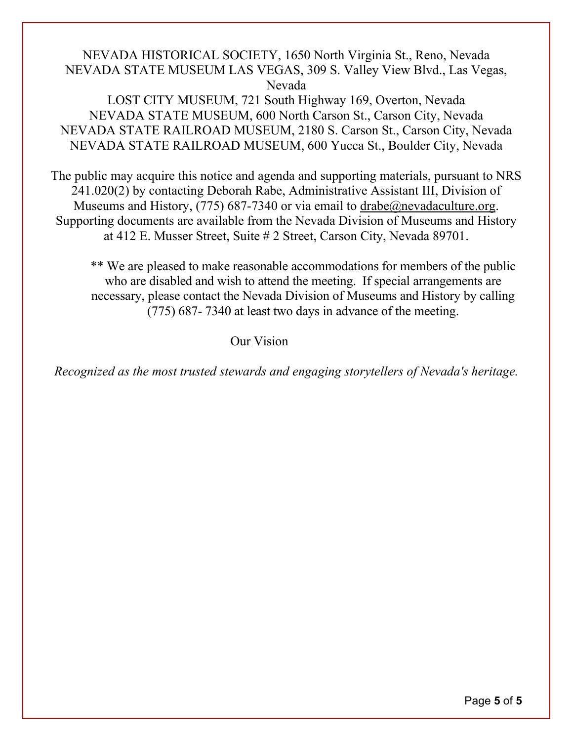NEVADA HISTORICAL SOCIETY, 1650 North Virginia St., Reno, Nevada
NEVADA STATE MUSEUM LAS VEGAS, 309 S. Valley View Blvd., Las Vegas, Nevada
LOST CITY MUSEUM, 721 South Highway 169, Overton, Nevada
NEVADA STATE MUSEUM, 600 North Carson St., Carson City, Nevada
NEVADA STATE RAILROAD MUSEUM, 2180 S. Carson St., Carson City, Nevada
NEVADA STATE RAILROAD MUSEUM, 600 Yucca St., Boulder City, Nevada

The public may acquire this notice and agenda and supporting materials, pursuant to NRS 241.020(2) by contacting Deborah Rabe, Administrative Assistant III, Division of Museums and History, (775) 687-7340 or via email to drabe@nevadaculture.org. Supporting documents are available from the Nevada Division of Museums and History at 412 E. Musser Street, Suite # 2 Street, Carson City, Nevada 89701.

** We are pleased to make reasonable accommodations for members of the public who are disabled and wish to attend the meeting. If special arrangements are necessary, please contact the Nevada Division of Museums and History by calling (775) 687- 7340 at least two days in advance of the meeting.

Our Vision

*Recognized as the most trusted stewards and engaging storytellers of Nevada's heritage.*